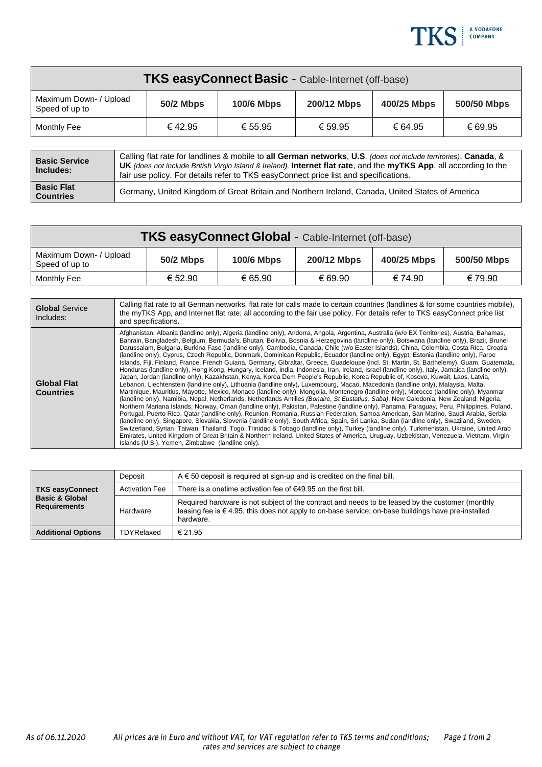| **TKS easyConnect Basic -** Cable-Internet (off-base) | | | | | |
|---|---|---|---|---|---|
| Maximum Down- / Upload Speed of up to | **50/2 Mbps** | **100/6 Mbps** | **200/12 Mbps** | **400/25 Mbps** | **500/50 Mbps** |
| Monthly Fee | € 42.95 | € 55.95 | € 59.95 | € 64.95 | € 69.95 |

| | |
|---|---|
| **Basic Service Includes:** | Calling flat rate for landlines & mobile to **all German networks**, **U.S**. *(does not include territories)*, **Canada**, & **UK** *(does not include British Virgin Island & Ireland)*, **Internet flat rate**, and the **myTKS App**, all according to the fair use policy. For details refer to TKS easyConnect price list and specifications. |
| **Basic Flat Countries** | Germany, United Kingdom of Great Britain and Northern Ireland, Canada, United States of America |

| **TKS easyConnect Global -** Cable-Internet (off-base) | | | | | |
|---|---|---|---|---|---|
| Maximum Down- / Upload Speed of up to | **50/2 Mbps** | **100/6 Mbps** | **200/12 Mbps** | **400/25 Mbps** | **500/50 Mbps** |
| Monthly Fee | € 52.90 | € 65.90 | € 69.90 | € 74.90 | € 79.90 |

| | |
|---|---|
| **Global** Service Includes: | Calling flat rate to all German networks, flat rate for calls made to certain countries (landlines & for some countries mobile), the myTKS App, and Internet flat rate; all according to the fair use policy. For details refer to TKS easyConnect price list and specifications. |
| **Global Flat Countries** | Afghanistan, Albania (landline only), Algeria (landline only), Andorra, Angola, Argentina, Australia (w/o EX Territories), Austria, Bahamas, Bahrain, Bangladesh, Belgium, Bermuda's, Bhutan, Bolivia, Bosnia & Herzegovina (landline only), Botswana (landline only), Brazil, Brunei Darussalam, Bulgaria, Burkina Faso (landline only), Cambodia, Canada, Chile (w/o Easter Islands), China, Colombia, Costa Rica, Croatia (landline only), Cyprus, Czech Republic, Denmark, Dominican Republic, Ecuador (landline only), Egypt, Estonia (landline only), Faroe Islands, Fiji, Finland, France, French Guiana, Germany, Gibraltar, Greece, Guadeloupe (incl. St. Martin, St. Barthelemy), Guam, Guatemala, Honduras (landline only), Hong Kong, Hungary, Iceland, India, Indonesia, Iran, Ireland, Israel (landline only), Italy, Jamaica (landline only), Japan, Jordan (landline only), Kazakhstan, Kenya, Korea Dem People's Republic, Korea Republic of, Kosovo, Kuwait, Laos, Latvia, Lebanon, Liechtenstein (landline only), Lithuania (landline only), Luxembourg, Macao, Macedonia (landline only), Malaysia, Malta, Martinique, Mauritius, Mayotte, Mexico, Monaco (landline only), Mongolia, Montenegro (landline only), Morocco (landline only), Myanmar (landline only), Namibia, Nepal, Netherlands, Netherlands Antilles *(Bonaire, St Eustatius, Saba)*, New Caledonia, New Zealand, Nigeria, Northern Mariana Islands, Norway, Oman (landline only), Pakistan, Palestine (landline only), Panama, Paraguay, Peru, Philippines, Poland, Portugal, Puerto Rico, Qatar (landline only), Reunion, Romania, Russian Federation, Samoa American, San Marino, Saudi Arabia, Serbia (landline only), Singapore, Slovakia, Slovenia (landline only), South Africa, Spain, Sri Lanka, Sudan (landline only), Swaziland, Sweden, Switzerland, Syrian, Taiwan, Thailand, Togo, Trinidad & Tobago (landline only), Turkey (landline only), Turkmenistan, Ukraine, United Arab Emirates, United Kingdom of Great Britain & Northern Ireland, United States of America, Uruguay, Uzbekistan, Venezuela, Vietnam, Virgin Islands (U.S.), Yemen, Zimbabwe (landline only). |

| | | |
|---|---|---|
| **TKS easyConnect Basic & Global Requirements** | Deposit | A € 50 deposit is required at sign-up and is credited on the final bill. |
| | Activation Fee | There is a onetime activation fee of €49.95 on the first bill. |
| | Hardware | Required hardware is not subject of the contract and needs to be leased by the customer (monthly leasing fee is € 4.95, this does not apply to on-base service; on-base buildings have pre-installed hardware. |
| **Additional Options** | TDYRelaxed | € 21.95 |

*As of 06.11.2020* *All prices are in Euro and without VAT, for VAT regulation refer to TKS terms and conditions; rates and services are subject to change*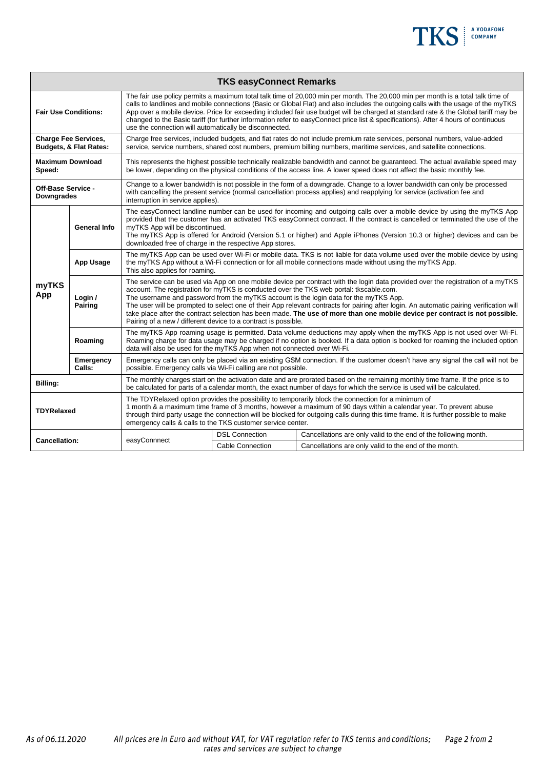| TKS easyConnect Remarks | | | | |
|---|---|---|---|---|
| **Fair Use Conditions:** | | The fair use policy permits a maximum total talk time of 20,000 min per month. The 20,000 min per month is a total talk time of calls to landlines and mobile connections (Basic or Global Flat) and also includes the outgoing calls with the usage of the myTKS App over a mobile device. Price for exceeding included fair use budget will be charged at standard rate & the Global tariff may be changed to the Basic tariff (for further information refer to easyConnect price list & specifications). After 4 hours of continuous use the connection will automatically be disconnected. | | |
| **Charge Fee Services, Budgets, & Flat Rates:** | | Charge free services, included budgets, and flat rates do not include premium rate services, personal numbers, value-added service, service numbers, shared cost numbers, premium billing numbers, maritime services, and satellite connections. | | |
| **Maximum Download Speed:** | | This represents the highest possible technically realizable bandwidth and cannot be guaranteed. The actual available speed may be lower, depending on the physical conditions of the access line. A lower speed does not affect the basic monthly fee. | | |
| **Off-Base Service - Downgrades** | | Change to a lower bandwidth is not possible in the form of a downgrade. Change to a lower bandwidth can only be processed with cancelling the present service (normal cancellation process applies) and reapplying for service (activation fee and interruption in service applies). | | |
| **myTKS App** | **General Info** | The easyConnect landline number can be used for incoming and outgoing calls over a mobile device by using the myTKS App provided that the customer has an activated TKS easyConnect contract. If the contract is cancelled or terminated the use of the myTKS App will be discontinued.<br>The myTKS App is offered for Android (Version 5.1 or higher) and Apple iPhones (Version 10.3 or higher) devices and can be downloaded free of charge in the respective App stores. | | |
| | **App Usage** | The myTKS App can be used over Wi-Fi or mobile data. TKS is not liable for data volume used over the mobile device by using the myTKS App without a Wi-Fi connection or for all mobile connections made without using the myTKS App. This also applies for roaming. | | |
| | **Login / Pairing** | The service can be used via App on one mobile device per contract with the login data provided over the registration of a myTKS account. The registration for myTKS is conducted over the TKS web portal: tkscable.com.<br>The username and password from the myTKS account is the login data for the myTKS App.<br>The user will be prompted to select one of their App relevant contracts for pairing after login. An automatic pairing verification will take place after the contract selection has been made. **The use of more than one mobile device per contract is not possible.** Pairing of a new / different device to a contract is possible. | | |
| | **Roaming** | The myTKS App roaming usage is permitted. Data volume deductions may apply when the myTKS App is not used over Wi-Fi. Roaming charge for data usage may be charged if no option is booked. If a data option is booked for roaming the included option data will also be used for the myTKS App when not connected over Wi-Fi. | | |
| | **Emergency Calls:** | Emergency calls can only be placed via an existing GSM connection. If the customer doesn't have any signal the call will not be possible. Emergency calls via Wi-Fi calling are not possible. | | |
| **Billing:** | | The monthly charges start on the activation date and are prorated based on the remaining monthly time frame. If the price is to be calculated for parts of a calendar month, the exact number of days for which the service is used will be calculated. | | |
| **TDYRelaxed** | | The TDYRelaxed option provides the possibility to temporarily block the connection for a minimum of 1 month & a maximum time frame of 3 months, however a maximum of 90 days within a calendar year. To prevent abuse through third party usage the connection will be blocked for outgoing calls during this time frame. It is further possible to make emergency calls & calls to the TKS customer service center. | | |
| **Cancellation:** | | easyConnnect | DSL Connection | Cancellations are only valid to the end of the following month. |
| | | | Cable Connection | Cancellations are only valid to the end of the month. |

*As of 06.11.2020* *All prices are in Euro and without VAT, for VAT regulation refer to TKS terms and conditions; rates and services are subject to change*